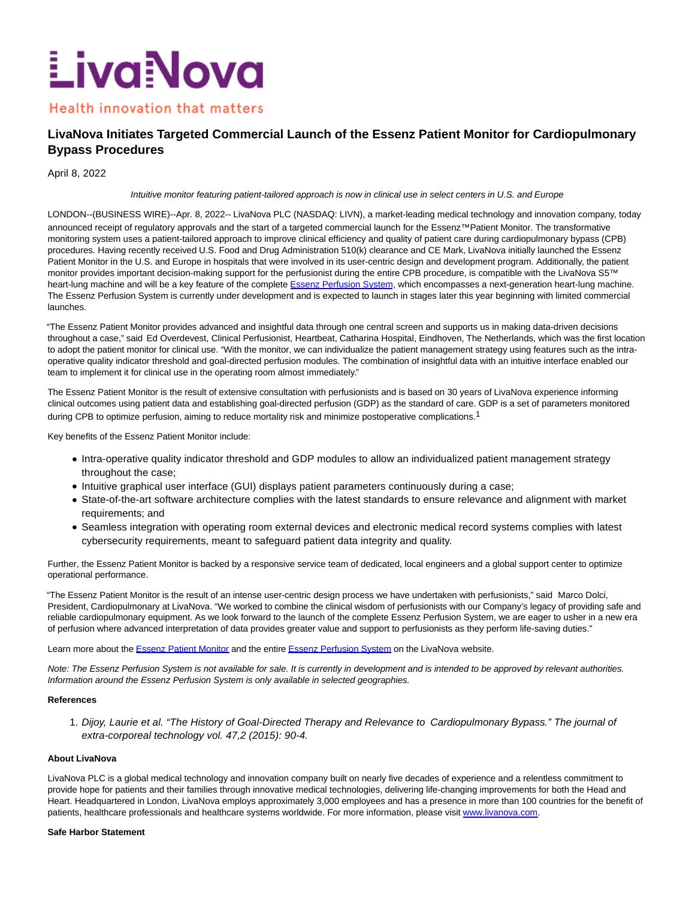# LivaNova Initiates Targeted Commercial Launch of the Essenz Patient Monitor for Cardiopulmonary Bypass Procedures

April 8, 2022

*Intuitive monitor featuring patient-tailored approach is now in clinical use in select centers in U.S. and Europe*

LONDON--(BUSINESS WIRE)--Apr. 8, 2022-- LivaNova PLC (NASDAQ: LIVN), a market-leading medical technology and innovation company, today announced receipt of regulatory approvals and the start of a targeted commercial launch for the Essenz™Patient Monitor. The transformative monitoring system uses a patient-tailored approach to improve clinical efficiency and quality of patient care during cardiopulmonary bypass (CPB) procedures. Having recently received U.S. Food and Drug Administration 510(k) clearance and CE Mark, LivaNova initially launched the Essenz Patient Monitor in the U.S. and Europe in hospitals that were involved in its user-centric design and development program. Additionally, the patient monitor provides important decision-making support for the perfusionist during the entire CPB procedure, is compatible with the LivaNova S5™ heart-lung machine and will be a key feature of the complete Essenz Perfusion System, which encompasses a next-generation heart-lung machine. The Essenz Perfusion System is currently under development and is expected to launch in stages later this year beginning with limited commercial launches.

"The Essenz Patient Monitor provides advanced and insightful data through one central screen and supports us in making data-driven decisions throughout a case," said Ed Overdevest, Clinical Perfusionist, Heartbeat, Catharina Hospital, Eindhoven, The Netherlands, which was the first location to adopt the patient monitor for clinical use. "With the monitor, we can individualize the patient management strategy using features such as the intra-operative quality indicator threshold and goal-directed perfusion modules. The combination of insightful data with an intuitive interface enabled our team to implement it for clinical use in the operating room almost immediately."

The Essenz Patient Monitor is the result of extensive consultation with perfusionists and is based on 30 years of LivaNova experience informing clinical outcomes using patient data and establishing goal-directed perfusion (GDP) as the standard of care. GDP is a set of parameters monitored during CPB to optimize perfusion, aiming to reduce mortality risk and minimize postoperative complications.[1]

Key benefits of the Essenz Patient Monitor include:

- Intra-operative quality indicator threshold and GDP modules to allow an individualized patient management strategy throughout the case;
- Intuitive graphical user interface (GUI) displays patient parameters continuously during a case;
- State-of-the-art software architecture complies with the latest standards to ensure relevance and alignment with market requirements; and
- Seamless integration with operating room external devices and electronic medical record systems complies with latest cybersecurity requirements, meant to safeguard patient data integrity and quality.

Further, the Essenz Patient Monitor is backed by a responsive service team of dedicated, local engineers and a global support center to optimize operational performance.

"The Essenz Patient Monitor is the result of an intense user-centric design process we have undertaken with perfusionists," said Marco Dolci, President, Cardiopulmonary at LivaNova. "We worked to combine the clinical wisdom of perfusionists with our Company's legacy of providing safe and reliable cardiopulmonary equipment. As we look forward to the launch of the complete Essenz Perfusion System, we are eager to usher in a new era of perfusion where advanced interpretation of data provides greater value and support to perfusionists as they perform life-saving duties."

Learn more about the Essenz Patient Monitor and the entire Essenz Perfusion System on the LivaNova website.

*Note: The Essenz Perfusion System is not available for sale. It is currently in development and is intended to be approved by relevant authorities. Information around the Essenz Perfusion System is only available in selected geographies.*

**References**

1. *Dijoy, Laurie et al. "The History of Goal-Directed Therapy and Relevance to Cardiopulmonary Bypass." The journal of extra-corporeal technology vol. 47,2 (2015): 90-4.*

**About LivaNova**

LivaNova PLC is a global medical technology and innovation company built on nearly five decades of experience and a relentless commitment to provide hope for patients and their families through innovative medical technologies, delivering life-changing improvements for both the Head and Heart. Headquartered in London, LivaNova employs approximately 3,000 employees and has a presence in more than 100 countries for the benefit of patients, healthcare professionals and healthcare systems worldwide. For more information, please visit www.livanova.com.

**Safe Harbor Statement**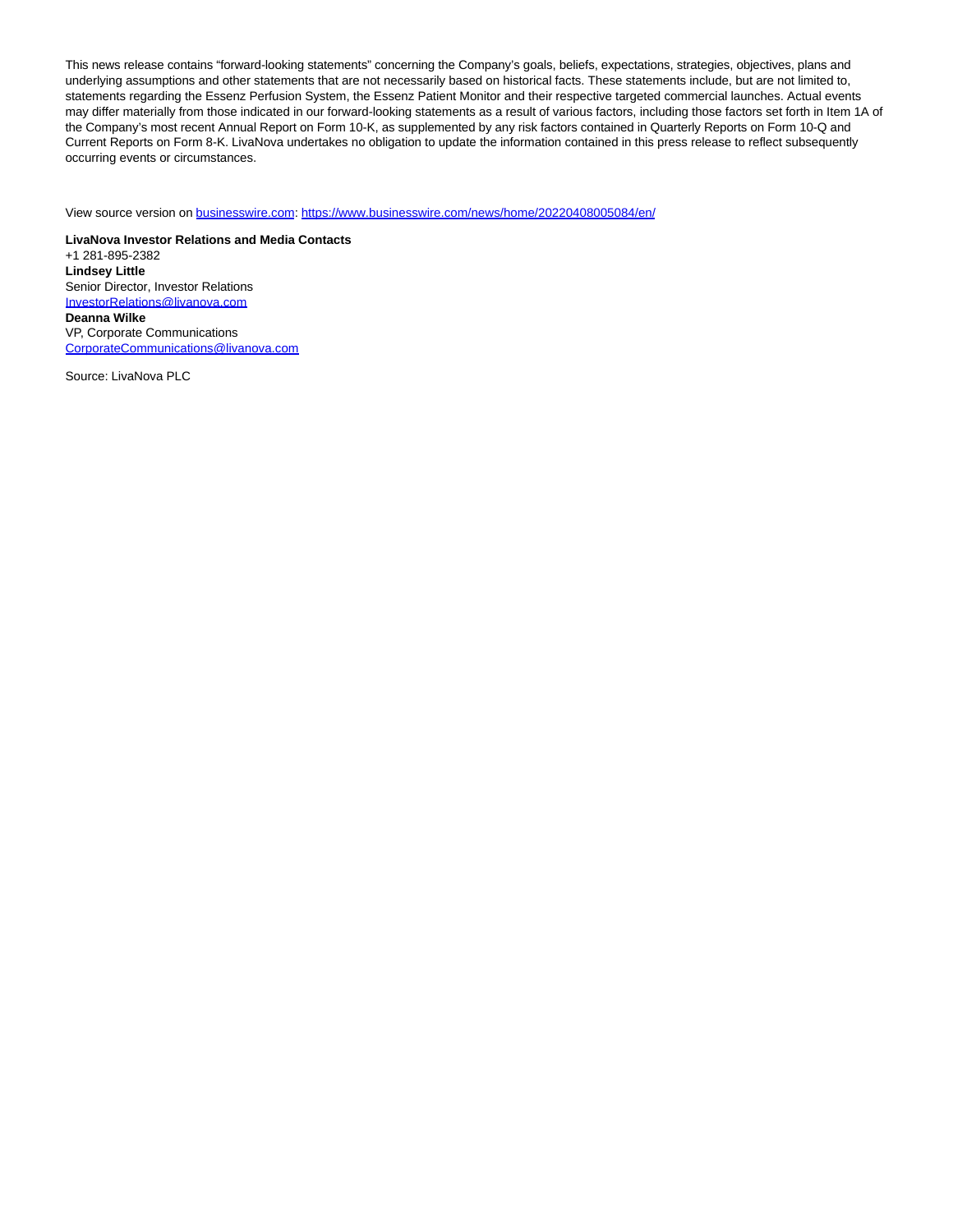This news release contains "forward-looking statements" concerning the Company's goals, beliefs, expectations, strategies, objectives, plans and underlying assumptions and other statements that are not necessarily based on historical facts. These statements include, but are not limited to, statements regarding the Essenz Perfusion System, the Essenz Patient Monitor and their respective targeted commercial launches. Actual events may differ materially from those indicated in our forward-looking statements as a result of various factors, including those factors set forth in Item 1A of the Company's most recent Annual Report on Form 10-K, as supplemented by any risk factors contained in Quarterly Reports on Form 10-Q and Current Reports on Form 8-K. LivaNova undertakes no obligation to update the information contained in this press release to reflect subsequently occurring events or circumstances.

View source version on businesswire.com: https://www.businesswire.com/news/home/20220408005084/en/

**LivaNova Investor Relations and Media Contacts**
+1 281-895-2382
**Lindsey Little**
Senior Director, Investor Relations
InvestorRelations@livanova.com
**Deanna Wilke**
VP, Corporate Communications
CorporateCommunications@livanova.com

Source: LivaNova PLC